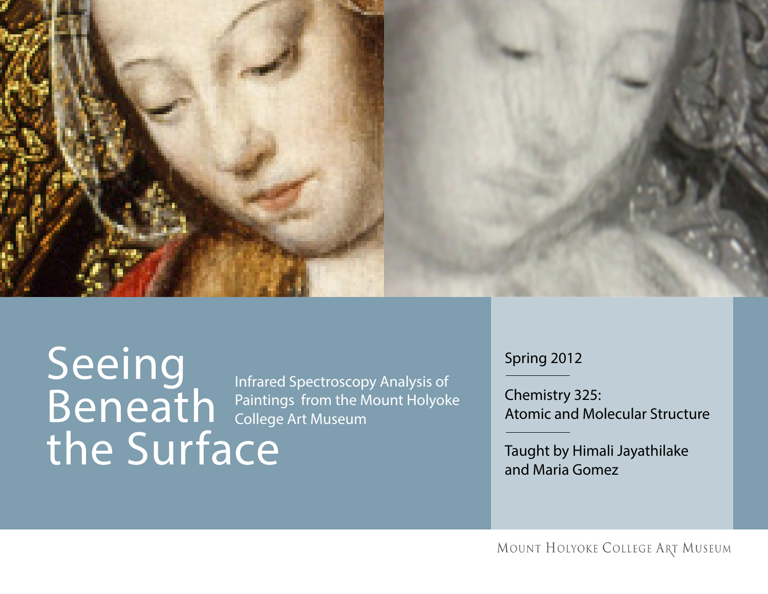# Seeing Beneath the Surface

Infrared Spectroscopy Analysis of Paintings from the Mount Holyoke College Art Museum

Spring 2012

Chemistry 325: Atomic and Molecular Structure

Taught by Himali Jayathilake and Maria Gomez

Mount Holyoke College Art Museum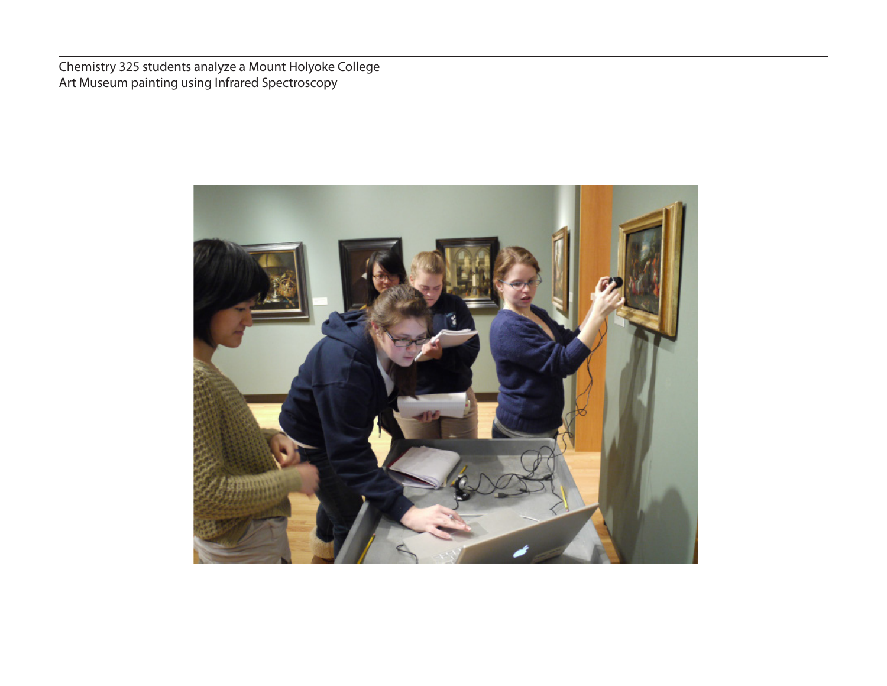Chemistry 325 students analyze a Mount Holyoke College Art Museum painting using Infrared Spectroscopy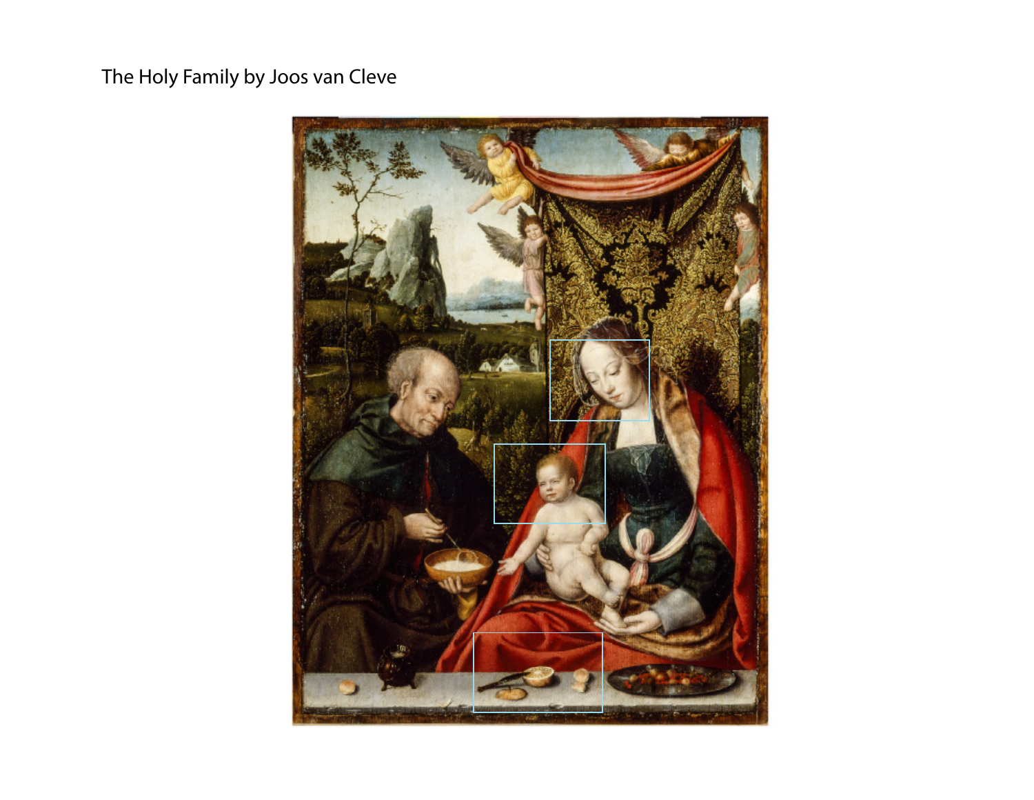The Holy Family by Joos van Cleve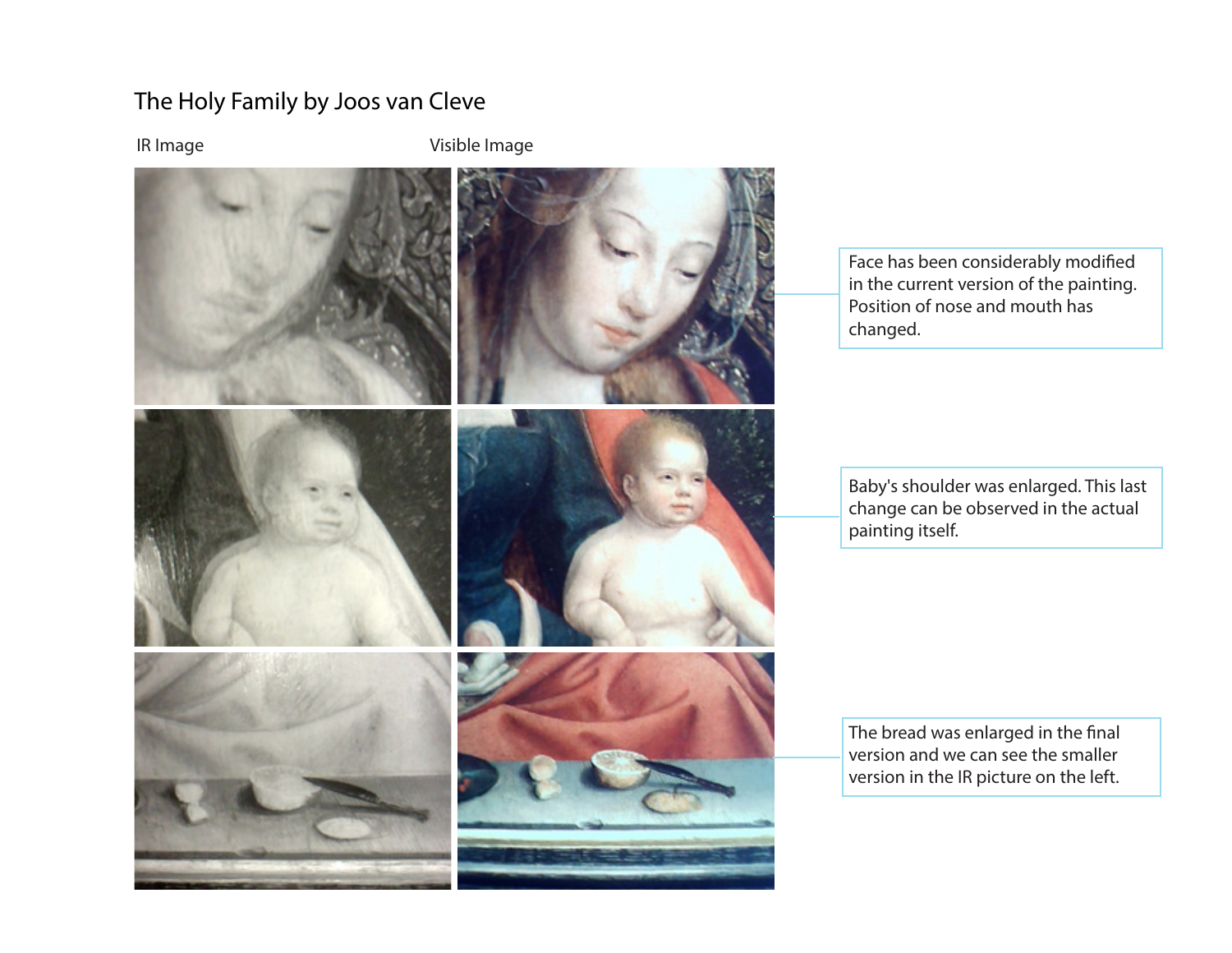# The Holy Family by Joos van Cleve

IR Image

Visible Image

Face has been considerably modified in the current version of the painting. Position of nose and mouth has changed.

Baby's shoulder was enlarged. This last change can be observed in the actual painting itself.

The bread was enlarged in the final version and we can see the smaller version in the IR picture on the left.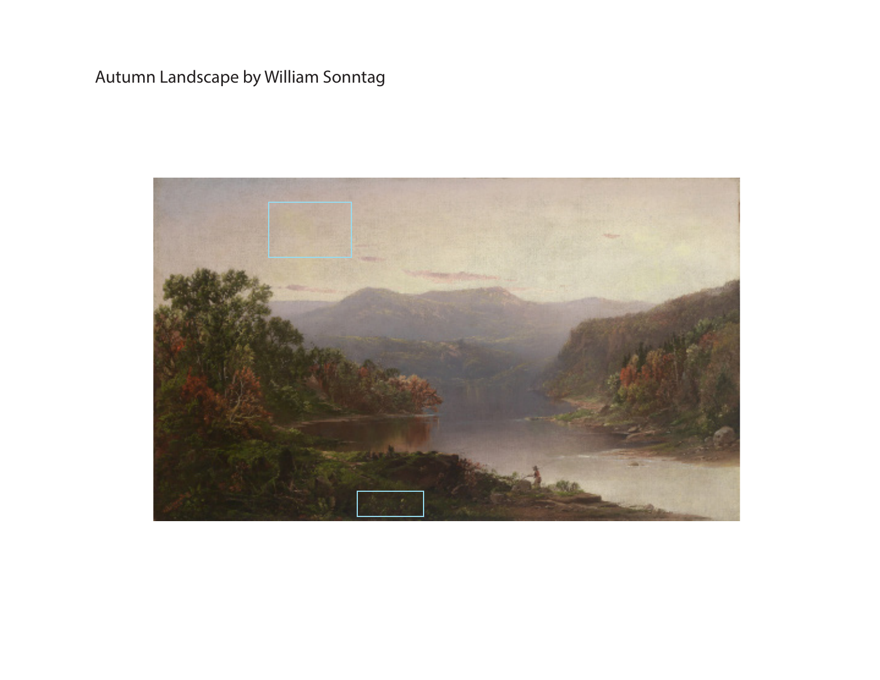Autumn Landscape by William Sonntag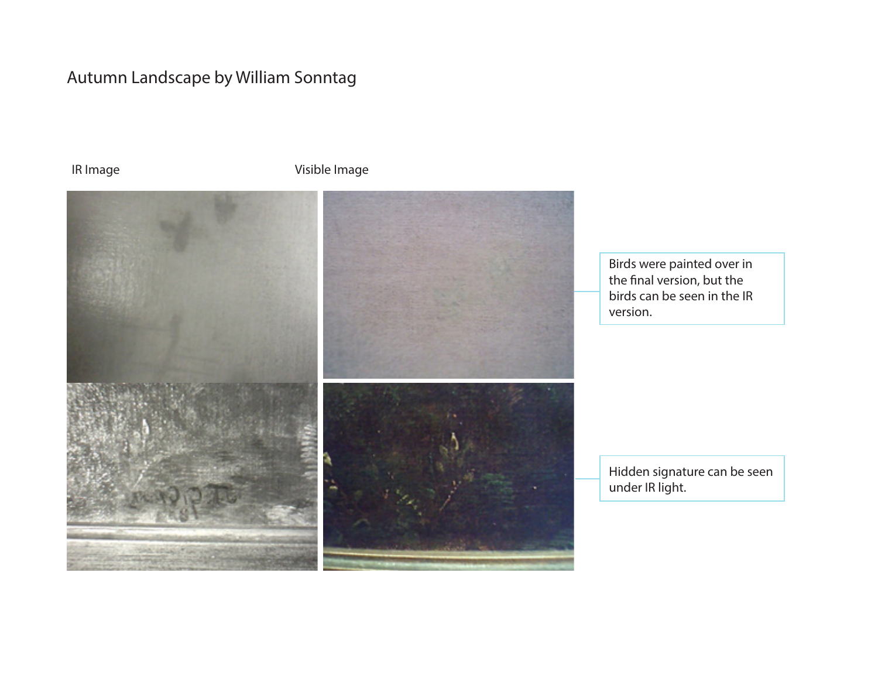# Autumn Landscape by William Sonntag

IR Image

Visible Image

Birds were painted over in the final version, but the birds can be seen in the IR version.

Hidden signature can be seen under IR light.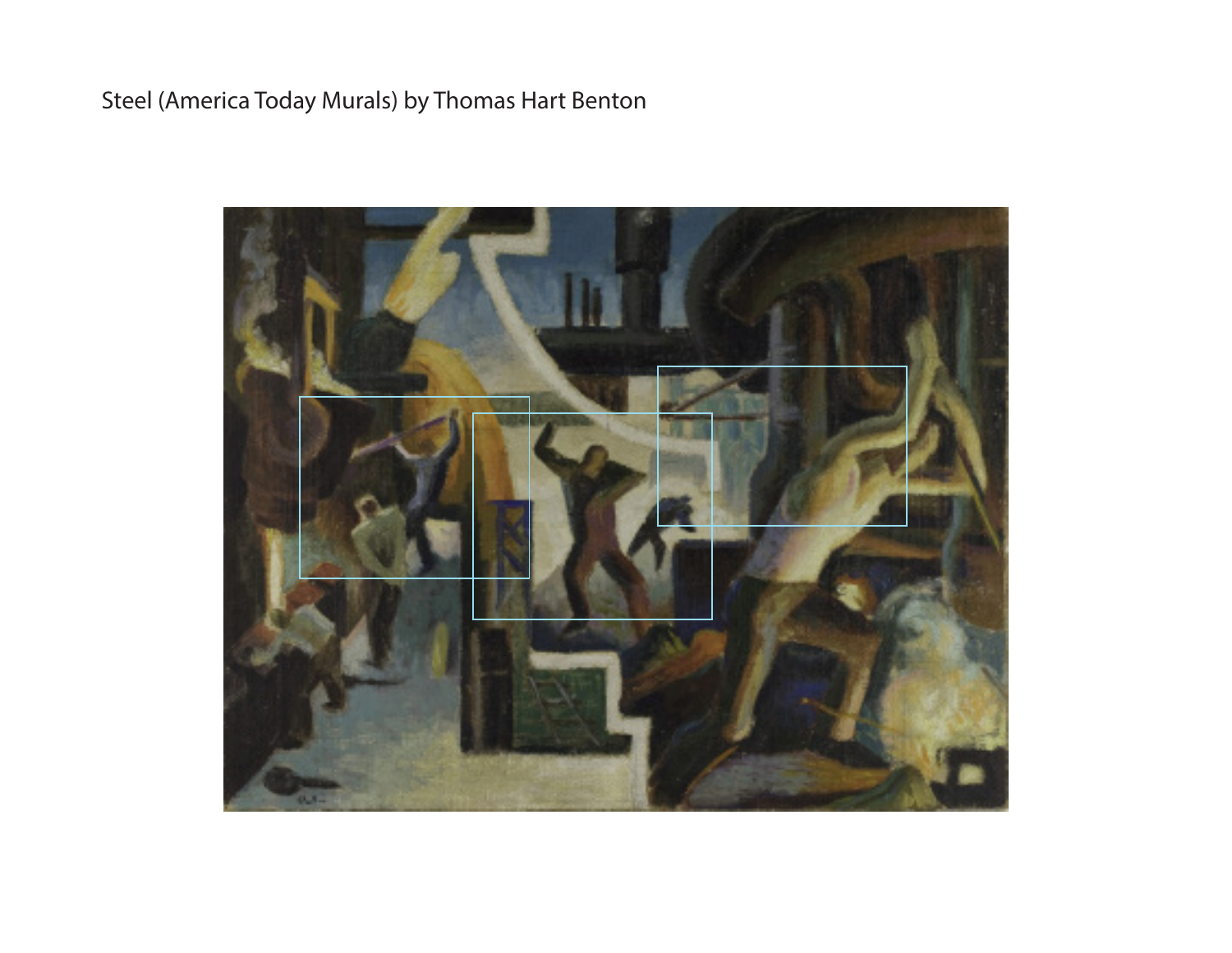Steel (America Today Murals) by Thomas Hart Benton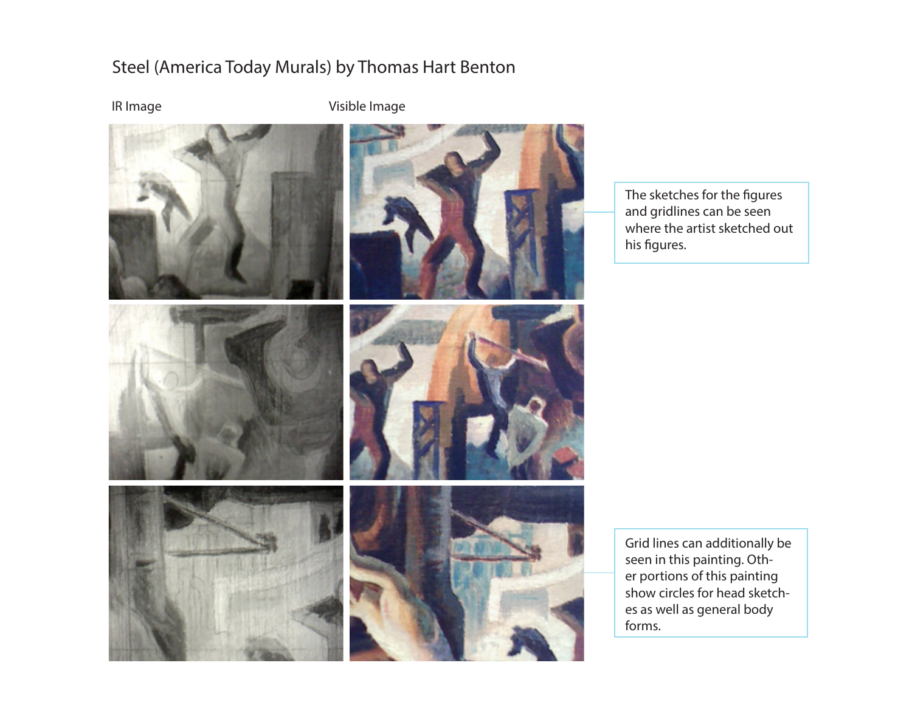# Steel (America Today Murals) by Thomas Hart Benton

IR Image

Visible Image

The sketches for the figures and gridlines can be seen where the artist sketched out his figures.

Grid lines can additionally be seen in this painting. Other portions of this painting show circles for head sketches as well as general body forms.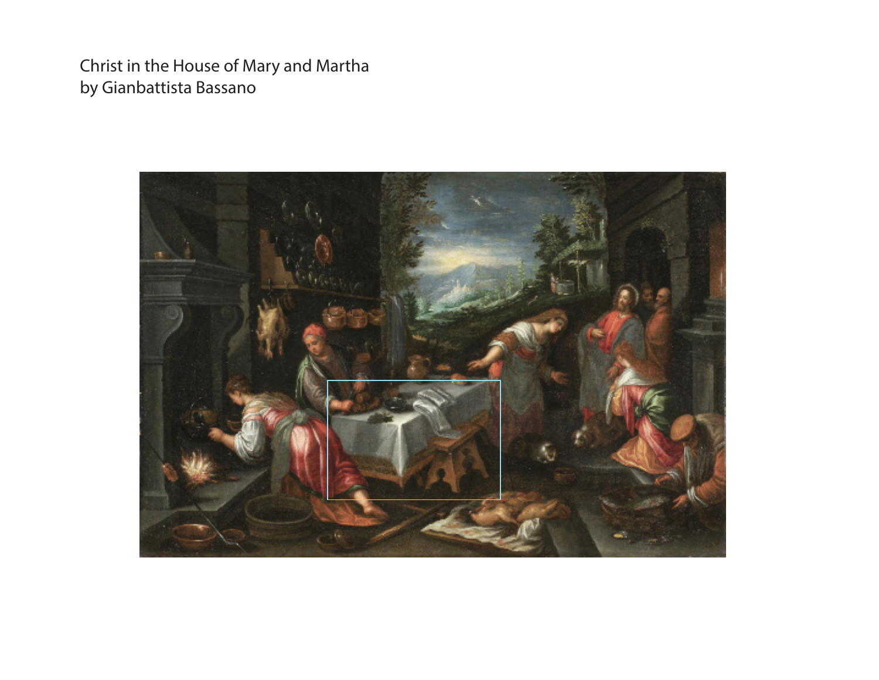Christ in the House of Mary and Martha
by Gianbattista Bassano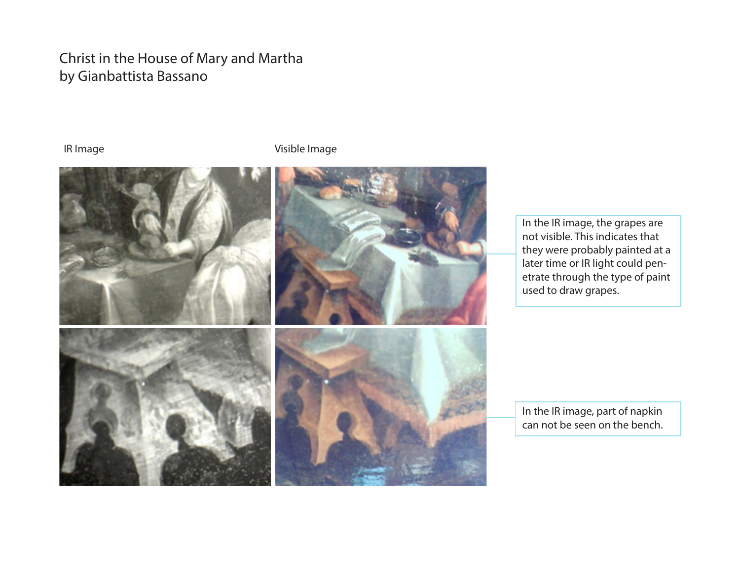# Christ in the House of Mary and Martha
# by Gianbattista Bassano

IR Image

Visible Image

In the IR image, the grapes are not visible. This indicates that they were probably painted at a later time or IR light could penetrate through the type of paint used to draw grapes.

In the IR image, part of napkin can not be seen on the bench.